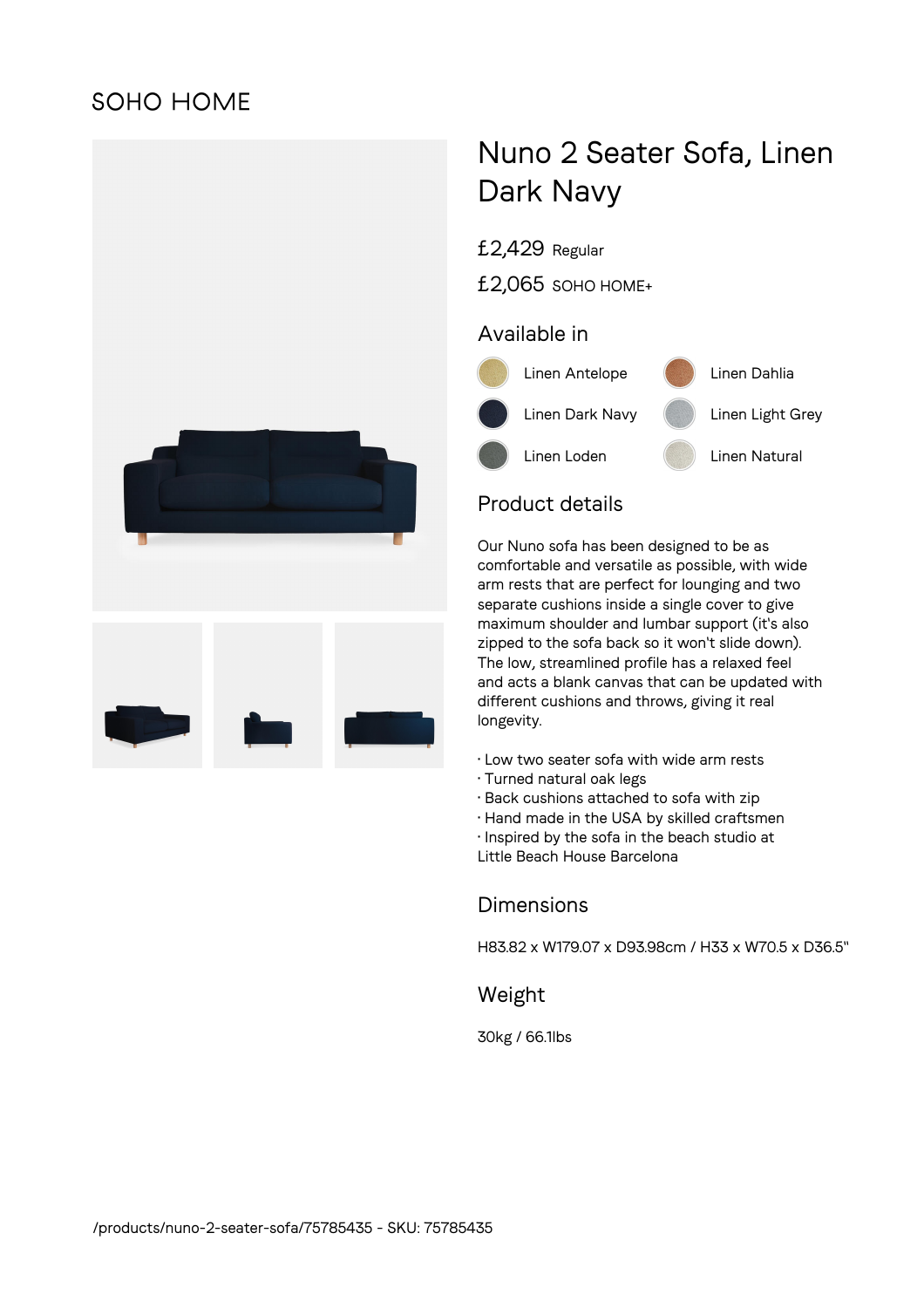SOHO HOME

# Nuno 2 Seater Sofa, Linen Dark Navy

£2,429 Regular

£2,065 SOHO HOME+

## Available in

- Linen Antelope
- Linen Dahlia
- Linen Dark Navy
- Linen Light Grey
- Linen Loden
- Linen Natural

## Product details

Our Nuno sofa has been designed to be as comfortable and versatile as possible, with wide arm rests that are perfect for lounging and two separate cushions inside a single cover to give maximum shoulder and lumbar support (it's also zipped to the sofa back so it won't slide down). The low, streamlined profile has a relaxed feel and acts a blank canvas that can be updated with different cushions and throws, giving it real longevity.

- Low two seater sofa with wide arm rests
- Turned natural oak legs
- Back cushions attached to sofa with zip
- Hand made in the USA by skilled craftsmen
- Inspired by the sofa in the beach studio at Little Beach House Barcelona

## Dimensions

H83.82 x W179.07 x D93.98cm / H33 x W70.5 x D36.5"

## Weight

30kg / 66.1lbs

/products/nuno-2-seater-sofa/75785435 - SKU: 75785435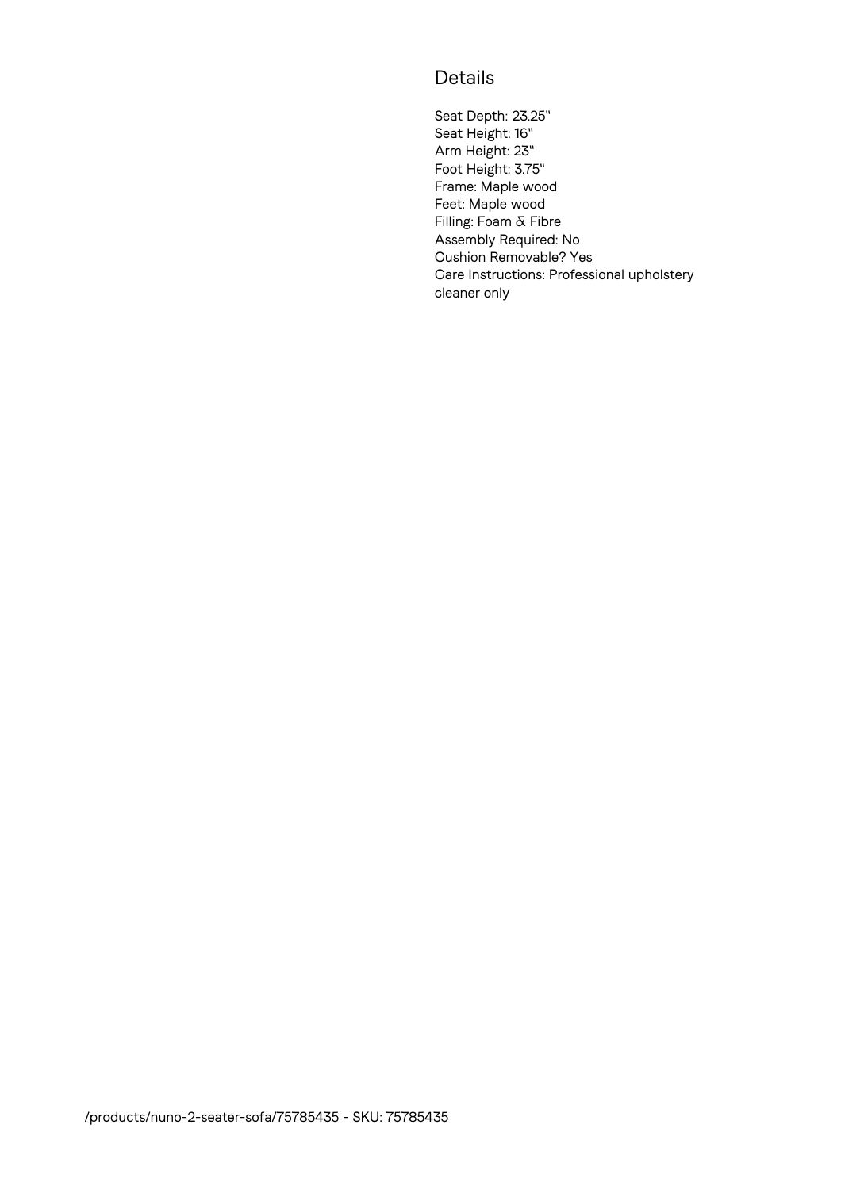## Details

Seat Depth: 23.25"
Seat Height: 16"
Arm Height: 23"
Foot Height: 3.75"
Frame: Maple wood
Feet: Maple wood
Filling: Foam & Fibre
Assembly Required: No
Cushion Removable? Yes
Care Instructions: Professional upholstery cleaner only